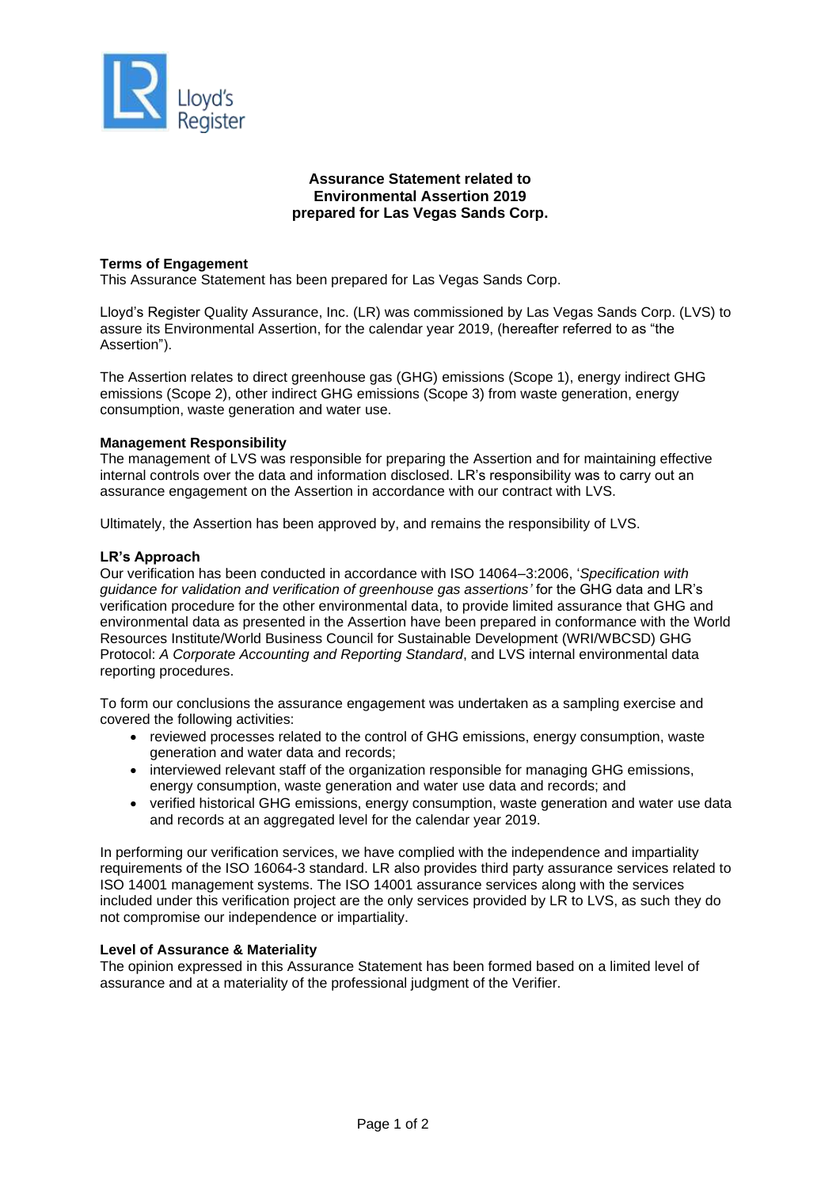Lloyd's Register

**Assurance Statement related to Environmental Assertion 2019 prepared for Las Vegas Sands Corp.**

**Terms of Engagement**
This Assurance Statement has been prepared for Las Vegas Sands Corp.

Lloyd's Register Quality Assurance, Inc. (LR) was commissioned by Las Vegas Sands Corp. (LVS) to assure its Environmental Assertion, for the calendar year 2019, (hereafter referred to as "the Assertion").

The Assertion relates to direct greenhouse gas (GHG) emissions (Scope 1), energy indirect GHG emissions (Scope 2), other indirect GHG emissions (Scope 3) from waste generation, energy consumption, waste generation and water use.

**Management Responsibility**
The management of LVS was responsible for preparing the Assertion and for maintaining effective internal controls over the data and information disclosed. LR's responsibility was to carry out an assurance engagement on the Assertion in accordance with our contract with LVS.

Ultimately, the Assertion has been approved by, and remains the responsibility of LVS.

**LR's Approach**
Our verification has been conducted in accordance with ISO 14064–3:2006, '*Specification with guidance for validation and verification of greenhouse gas assertions'* for the GHG data and LR's verification procedure for the other environmental data, to provide limited assurance that GHG and environmental data as presented in the Assertion have been prepared in conformance with the World Resources Institute/World Business Council for Sustainable Development (WRI/WBCSD) GHG Protocol: *A Corporate Accounting and Reporting Standard*, and LVS internal environmental data reporting procedures.

To form our conclusions the assurance engagement was undertaken as a sampling exercise and covered the following activities:

- reviewed processes related to the control of GHG emissions, energy consumption, waste generation and water data and records;
- interviewed relevant staff of the organization responsible for managing GHG emissions, energy consumption, waste generation and water use data and records; and
- verified historical GHG emissions, energy consumption, waste generation and water use data and records at an aggregated level for the calendar year 2019.

In performing our verification services, we have complied with the independence and impartiality requirements of the ISO 16064-3 standard. LR also provides third party assurance services related to ISO 14001 management systems. The ISO 14001 assurance services along with the services included under this verification project are the only services provided by LR to LVS, as such they do not compromise our independence or impartiality.

**Level of Assurance & Materiality**
The opinion expressed in this Assurance Statement has been formed based on a limited level of assurance and at a materiality of the professional judgment of the Verifier.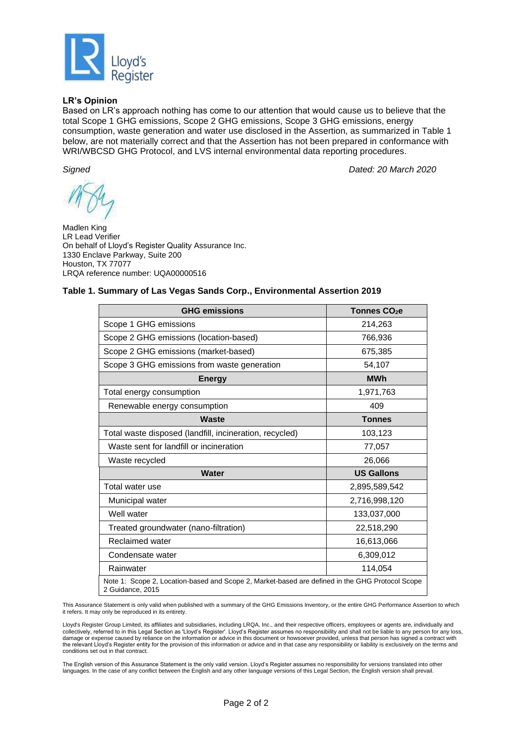### LR's Opinion

Based on LR's approach nothing has come to our attention that would cause us to believe that the total Scope 1 GHG emissions, Scope 2 GHG emissions, Scope 3 GHG emissions, energy consumption, waste generation and water use disclosed in the Assertion, as summarized in Table 1 below, are not materially correct and that the Assertion has not been prepared in conformance with WRI/WBCSD GHG Protocol, and LVS internal environmental data reporting procedures.

*Signed*

*Dated: 20 March 2020*

Madlen King
LR Lead Verifier
On behalf of Lloyd's Register Quality Assurance Inc.
1330 Enclave Parkway, Suite 200
Houston, TX 77077
LRQA reference number: UQA00000516

**Table 1. Summary of Las Vegas Sands Corp., Environmental Assertion 2019**

| GHG emissions | Tonnes $CO_2e$ |
|---|---|
| Scope 1 GHG emissions | 214,263 |
| Scope 2 GHG emissions (location-based) | 766,936 |
| Scope 2 GHG emissions (market-based) | 675,385 |
| Scope 3 GHG emissions from waste generation | 54,107 |
| **Energy** | **MWh** |
| Total energy consumption | 1,971,763 |
| Renewable energy consumption | 409 |
| **Waste** | **Tonnes** |
| Total waste disposed (landfill, incineration, recycled) | 103,123 |
| Waste sent for landfill or incineration | 77,057 |
| Waste recycled | 26,066 |
| **Water** | **US Gallons** |
| Total water use | 2,895,589,542 |
| Municipal water | 2,716,998,120 |
| Well water | 133,037,000 |
| Treated groundwater (nano-filtration) | 22,518,290 |
| Reclaimed water | 16,613,066 |
| Condensate water | 6,309,012 |
| Rainwater | 114,054 |
| Note 1: Scope 2, Location-based and Scope 2, Market-based are defined in the GHG Protocol Scope 2 Guidance, 2015 | |

This Assurance Statement is only valid when published with a summary of the GHG Emissions Inventory, or the entire GHG Performance Assertion to which it refers. It may only be reproduced in its entirety.

Lloyd's Register Group Limited, its affiliates and subsidiaries, including LRQA, Inc., and their respective officers, employees or agents are, individually and collectively, referred to in this Legal Section as 'Lloyd's Register'. Lloyd's Register assumes no responsibility and shall not be liable to any person for any loss, damage or expense caused by reliance on the information or advice in this document or howsoever provided, unless that person has signed a contract with the relevant Lloyd's Register entity for the provision of this information or advice and in that case any responsibility or liability is exclusively on the terms and conditions set out in that contract.

The English version of this Assurance Statement is the only valid version. Lloyd's Register assumes no responsibility for versions translated into other languages. In the case of any conflict between the English and any other language versions of this Legal Section, the English version shall prevail.